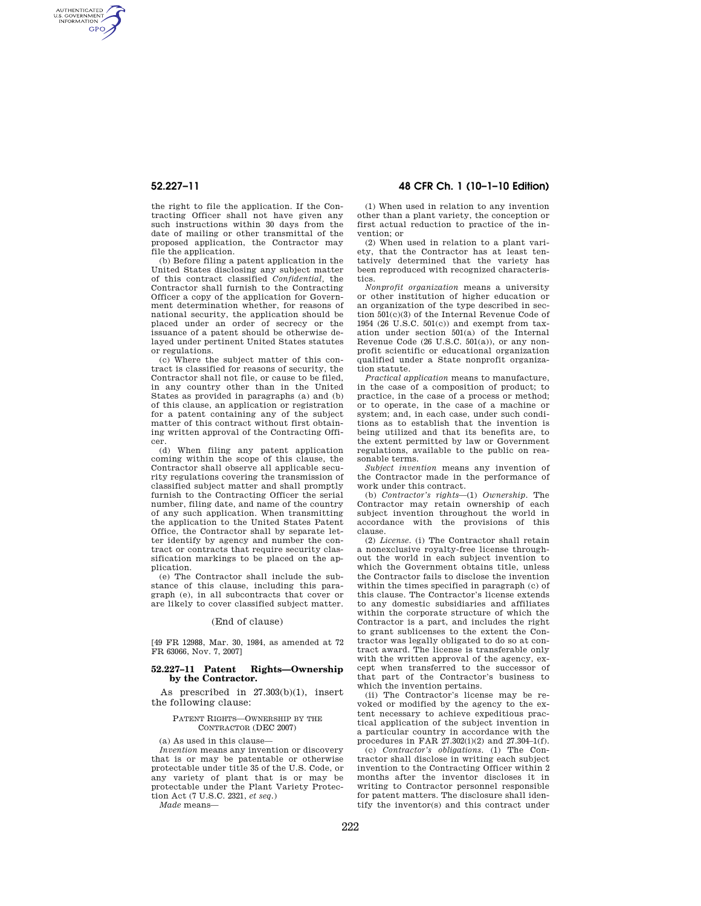the right to file the application. If the Contracting Officer shall not have given any such instructions within 30 days from the date of mailing or other transmittal of the proposed application, the Contractor may file the application.

(b) Before filing a patent application in the United States disclosing any subject matter of this contract classified *Confidential*, the Contractor shall furnish to the Contracting Officer a copy of the application for Government determination whether, for reasons of national security, the application should be placed under an order of secrecy or the issuance of a patent should be otherwise delayed under pertinent United States statutes or regulations.

(c) Where the subject matter of this contract is classified for reasons of security, the Contractor shall not file, or cause to be filed, in any country other than in the United States as provided in paragraphs (a) and (b) of this clause, an application or registration for a patent containing any of the subject matter of this contract without first obtaining written approval of the Contracting Officer.

(d) When filing any patent application coming within the scope of this clause, the Contractor shall observe all applicable security regulations covering the transmission of classified subject matter and shall promptly furnish to the Contracting Officer the serial number, filing date, and name of the country of any such application. When transmitting the application to the United States Patent Office, the Contractor shall by separate letter identify by agency and number the contract or contracts that require security classification markings to be placed on the application.

(e) The Contractor shall include the substance of this clause, including this paragraph (e), in all subcontracts that cover or are likely to cover classified subject matter.

(End of clause)

[49 FR 12988, Mar. 30, 1984, as amended at 72 FR 63066, Nov. 7, 2007]

### 52.227–11 Patent Rights—Ownership by the Contractor.

As prescribed in 27.303(b)(1), insert the following clause:

PATENT RIGHTS—OWNERSHIP BY THE CONTRACTOR (DEC 2007)

(a) As used in this clause—

*Invention* means any invention or discovery that is or may be patentable or otherwise protectable under title 35 of the U.S. Code, or any variety of plant that is or may be protectable under the Plant Variety Protection Act (7 U.S.C. 2321, *et seq*.)

*Made* means—

(1) When used in relation to any invention other than a plant variety, the conception or first actual reduction to practice of the invention; or

(2) When used in relation to a plant variety, that the Contractor has at least tentatively determined that the variety has been reproduced with recognized characteristics.

*Nonprofit organization* means a university or other institution of higher education or an organization of the type described in section 501(c)(3) of the Internal Revenue Code of 1954 (26 U.S.C. 501(c)) and exempt from taxation under section 501(a) of the Internal Revenue Code (26 U.S.C. 501(a)), or any nonprofit scientific or educational organization qualified under a State nonprofit organization statute.

*Practical application* means to manufacture, in the case of a composition of product; to practice, in the case of a process or method; or to operate, in the case of a machine or system; and, in each case, under such conditions as to establish that the invention is being utilized and that its benefits are, to the extent permitted by law or Government regulations, available to the public on reasonable terms.

*Subject invention* means any invention of the Contractor made in the performance of work under this contract.

(b) *Contractor's rights*—(1) *Ownership*. The Contractor may retain ownership of each subject invention throughout the world in accordance with the provisions of this clause.

(2) *License*. (i) The Contractor shall retain a nonexclusive royalty-free license throughout the world in each subject invention to which the Government obtains title, unless the Contractor fails to disclose the invention within the times specified in paragraph (c) of this clause. The Contractor's license extends to any domestic subsidiaries and affiliates within the corporate structure of which the Contractor is a part, and includes the right to grant sublicenses to the extent the Contractor was legally obligated to do so at contract award. The license is transferable only with the written approval of the agency, except when transferred to the successor of that part of the Contractor's business to which the invention pertains.

(ii) The Contractor's license may be revoked or modified by the agency to the extent necessary to achieve expeditious practical application of the subject invention in a particular country in accordance with the procedures in FAR 27.302(i)(2) and 27.304–1(f).

(c) *Contractor's obligations*. (1) The Contractor shall disclose in writing each subject invention to the Contracting Officer within 2 months after the inventor discloses it in writing to Contractor personnel responsible for patent matters. The disclosure shall identify the inventor(s) and this contract under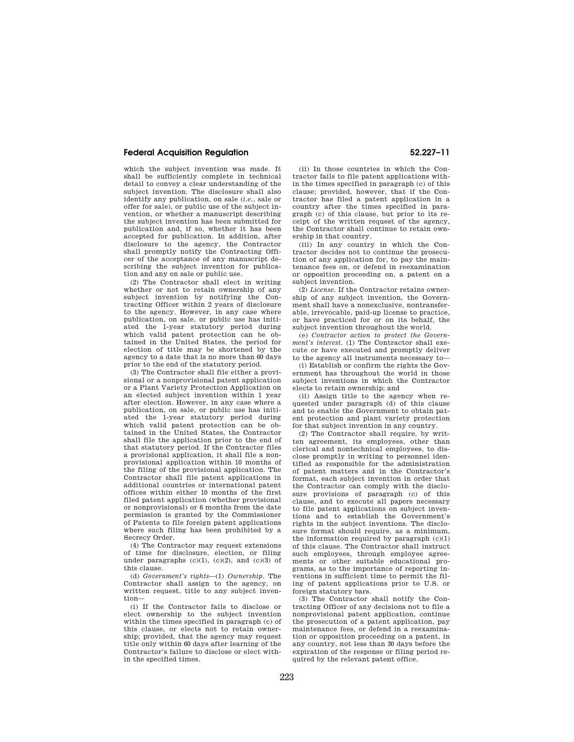which the subject invention was made. It shall be sufficiently complete in technical detail to convey a clear understanding of the subject invention. The disclosure shall also identify any publication, on sale (*i.e.*, sale or offer for sale), or public use of the subject invention, or whether a manuscript describing the subject invention has been submitted for publication and, if so, whether it has been accepted for publication. In addition, after disclosure to the agency, the Contractor shall promptly notify the Contracting Officer of the acceptance of any manuscript describing the subject invention for publication and any on sale or public use.

(2) The Contractor shall elect in writing whether or not to retain ownership of any subject invention by notifying the Contracting Officer within 2 years of disclosure to the agency. However, in any case where publication, on sale, or public use has initiated the 1-year statutory period during which valid patent protection can be obtained in the United States, the period for election of title may be shortened by the agency to a date that is no more than 60 days prior to the end of the statutory period.

(3) The Contractor shall file either a provisional or a nonprovisional patent application or a Plant Variety Protection Application on an elected subject invention within 1 year after election. However, in any case where a publication, on sale, or public use has initiated the 1-year statutory period during which valid patent protection can be obtained in the United States, the Contractor shall file the application prior to the end of that statutory period. If the Contractor files a provisional application, it shall file a nonprovisional application within 10 months of the filing of the provisional application. The Contractor shall file patent applications in additional countries or international patent offices within either 10 months of the first filed patent application (whether provisional or nonprovisional) or 6 months from the date permission is granted by the Commissioner of Patents to file foreign patent applications where such filing has been prohibited by a Secrecy Order.

(4) The Contractor may request extensions of time for disclosure, election, or filing under paragraphs (c)(1), (c)(2), and (c)(3) of this clause.

(d) *Government's rights*—(1) *Ownership.* The Contractor shall assign to the agency, on written request, title to any subject invention—

(i) If the Contractor fails to disclose or elect ownership to the subject invention within the times specified in paragraph (c) of this clause, or elects not to retain ownership; provided, that the agency may request title only within 60 days after learning of the Contractor's failure to disclose or elect within the specified times.

(ii) In those countries in which the Contractor fails to file patent applications within the times specified in paragraph (c) of this clause; provided, however, that if the Contractor has filed a patent application in a country after the times specified in paragraph (c) of this clause, but prior to its receipt of the written request of the agency, the Contractor shall continue to retain ownership in that country.

(iii) In any country in which the Contractor decides not to continue the prosecution of any application for, to pay the maintenance fees on, or defend in reexamination or opposition proceeding on, a patent on a subject invention.

(2) *License.* If the Contractor retains ownership of any subject invention, the Government shall have a nonexclusive, nontransferable, irrevocable, paid-up license to practice, or have practiced for or on its behalf, the subject invention throughout the world.

(e) *Contractor action to protect the Government's interest.* (1) The Contractor shall execute or have executed and promptly deliver to the agency all instruments necessary to—

(i) Establish or confirm the rights the Government has throughout the world in those subject inventions in which the Contractor elects to retain ownership; and

(ii) Assign title to the agency when requested under paragraph (d) of this clause and to enable the Government to obtain patent protection and plant variety protection for that subject invention in any country.

(2) The Contractor shall require, by written agreement, its employees, other than clerical and nontechnical employees, to disclose promptly in writing to personnel identified as responsible for the administration of patent matters and in the Contractor's format, each subject invention in order that the Contractor can comply with the disclosure provisions of paragraph (c) of this clause, and to execute all papers necessary to file patent applications on subject inventions and to establish the Government's rights in the subject inventions. The disclosure format should require, as a minimum, the information required by paragraph (c)(1) of this clause. The Contractor shall instruct such employees, through employee agreements or other suitable educational programs, as to the importance of reporting inventions in sufficient time to permit the filing of patent applications prior to U.S. or foreign statutory bars.

(3) The Contractor shall notify the Contracting Officer of any decisions not to file a nonprovisional patent application, continue the prosecution of a patent application, pay maintenance fees, or defend in a reexamination or opposition proceeding on a patent, in any country, not less than 30 days before the expiration of the response or filing period required by the relevant patent office.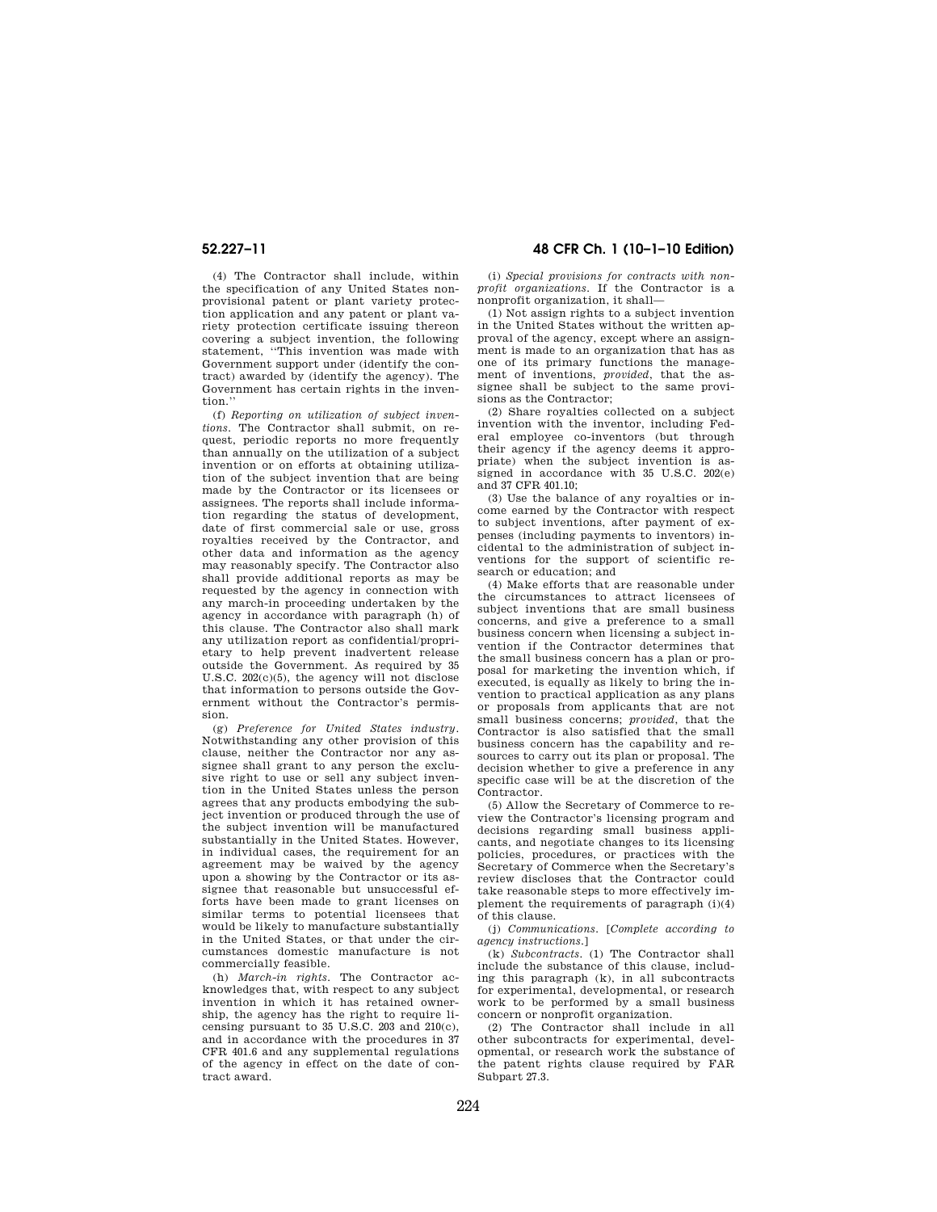(4) The Contractor shall include, within the specification of any United States non-provisional patent or plant variety protection application and any patent or plant variety protection certificate issuing thereon covering a subject invention, the following statement, "This invention was made with Government support under (identify the contract) awarded by (identify the agency). The Government has certain rights in the invention."

(f) *Reporting on utilization of subject inventions.* The Contractor shall submit, on request, periodic reports no more frequently than annually on the utilization of a subject invention or on efforts at obtaining utilization of the subject invention that are being made by the Contractor or its licensees or assignees. The reports shall include information regarding the status of development, date of first commercial sale or use, gross royalties received by the Contractor, and other data and information as the agency may reasonably specify. The Contractor also shall provide additional reports as may be requested by the agency in connection with any march-in proceeding undertaken by the agency in accordance with paragraph (h) of this clause. The Contractor also shall mark any utilization report as confidential/proprietary to help prevent inadvertent release outside the Government. As required by 35 U.S.C. 202(c)(5), the agency will not disclose that information to persons outside the Government without the Contractor's permission.

(g) *Preference for United States industry.* Notwithstanding any other provision of this clause, neither the Contractor nor any assignee shall grant to any person the exclusive right to use or sell any subject invention in the United States unless the person agrees that any products embodying the subject invention or produced through the use of the subject invention will be manufactured substantially in the United States. However, in individual cases, the requirement for an agreement may be waived by the agency upon a showing by the Contractor or its assignee that reasonable but unsuccessful efforts have been made to grant licenses on similar terms to potential licensees that would be likely to manufacture substantially in the United States, or that under the circumstances domestic manufacture is not commercially feasible.

(h) *March-in rights.* The Contractor acknowledges that, with respect to any subject invention in which it has retained ownership, the agency has the right to require licensing pursuant to 35 U.S.C. 203 and 210(c), and in accordance with the procedures in 37 CFR 401.6 and any supplemental regulations of the agency in effect on the date of contract award.

(i) *Special provisions for contracts with nonprofit organizations.* If the Contractor is a nonprofit organization, it shall—

(1) Not assign rights to a subject invention in the United States without the written approval of the agency, except where an assignment is made to an organization that has as one of its primary functions the management of inventions, *provided*, that the assignee shall be subject to the same provisions as the Contractor;

(2) Share royalties collected on a subject invention with the inventor, including Federal employee co-inventors (but through their agency if the agency deems it appropriate) when the subject invention is assigned in accordance with 35 U.S.C. 202(e) and 37 CFR 401.10;

(3) Use the balance of any royalties or income earned by the Contractor with respect to subject inventions, after payment of expenses (including payments to inventors) incidental to the administration of subject inventions for the support of scientific research or education; and

(4) Make efforts that are reasonable under the circumstances to attract licensees of subject inventions that are small business concerns, and give a preference to a small business concern when licensing a subject invention if the Contractor determines that the small business concern has a plan or proposal for marketing the invention which, if executed, is equally as likely to bring the invention to practical application as any plans or proposals from applicants that are not small business concerns; *provided*, that the Contractor is also satisfied that the small business concern has the capability and resources to carry out its plan or proposal. The decision whether to give a preference in any specific case will be at the discretion of the Contractor.

(5) Allow the Secretary of Commerce to review the Contractor's licensing program and decisions regarding small business applicants, and negotiate changes to its licensing policies, procedures, or practices with the Secretary of Commerce when the Secretary's review discloses that the Contractor could take reasonable steps to more effectively implement the requirements of paragraph (i)(4) of this clause.

(j) *Communications.* [*Complete according to agency instructions.*]

(k) *Subcontracts.* (1) The Contractor shall include the substance of this clause, including this paragraph (k), in all subcontracts for experimental, developmental, or research work to be performed by a small business concern or nonprofit organization.

(2) The Contractor shall include in all other subcontracts for experimental, developmental, or research work the substance of the patent rights clause required by FAR Subpart 27.3.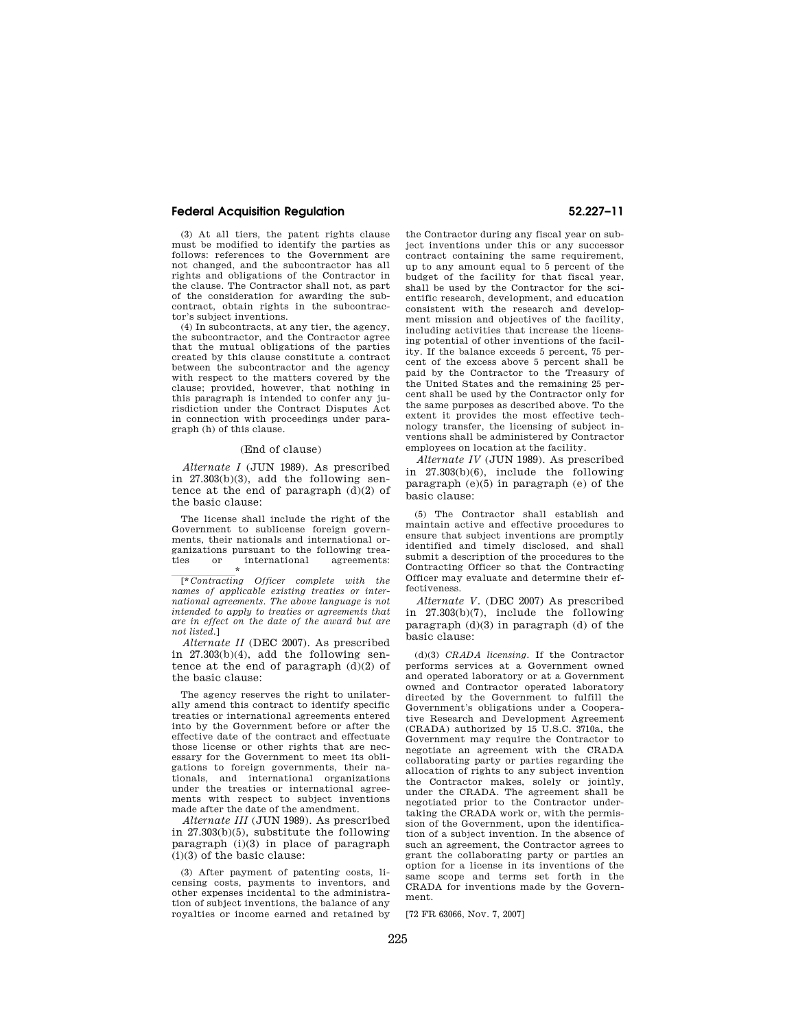(3) At all tiers, the patent rights clause must be modified to identify the parties as follows: references to the Government are not changed, and the subcontractor has all rights and obligations of the Contractor in the clause. The Contractor shall not, as part of the consideration for awarding the subcontract, obtain rights in the subcontractor's subject inventions.

(4) In subcontracts, at any tier, the agency, the subcontractor, and the Contractor agree that the mutual obligations of the parties created by this clause constitute a contract between the subcontractor and the agency with respect to the matters covered by the clause; provided, however, that nothing in this paragraph is intended to confer any jurisdiction under the Contract Disputes Act in connection with proceedings under paragraph (h) of this clause.

(End of clause)

*Alternate I* (JUN 1989). As prescribed in 27.303(b)(3), add the following sentence at the end of paragraph (d)(2) of the basic clause:

The license shall include the right of the Government to sublicense foreign governments, their nationals and international organizations pursuant to the following treaties or international agreements: ______*

[**Contracting Officer complete with the names of applicable existing treaties or international agreements. The above language is not intended to apply to treaties or agreements that are in effect on the date of the award but are not listed.*]

*Alternate II* (DEC 2007). As prescribed in 27.303(b)(4), add the following sentence at the end of paragraph (d)(2) of the basic clause:

The agency reserves the right to unilaterally amend this contract to identify specific treaties or international agreements entered into by the Government before or after the effective date of the contract and effectuate those license or other rights that are necessary for the Government to meet its obligations to foreign governments, their nationals, and international organizations under the treaties or international agreements with respect to subject inventions made after the date of the amendment.

*Alternate III* (JUN 1989). As prescribed in 27.303(b)(5), substitute the following paragraph (i)(3) in place of paragraph (i)(3) of the basic clause:

(3) After payment of patenting costs, licensing costs, payments to inventors, and other expenses incidental to the administration of subject inventions, the balance of any royalties or income earned and retained by the Contractor during any fiscal year on subject inventions under this or any successor contract containing the same requirement, up to any amount equal to 5 percent of the budget of the facility for that fiscal year, shall be used by the Contractor for the scientific research, development, and education consistent with the research and development mission and objectives of the facility, including activities that increase the licensing potential of other inventions of the facility. If the balance exceeds 5 percent, 75 percent of the excess above 5 percent shall be paid by the Contractor to the Treasury of the United States and the remaining 25 percent shall be used by the Contractor only for the same purposes as described above. To the extent it provides the most effective technology transfer, the licensing of subject inventions shall be administered by Contractor employees on location at the facility.

*Alternate IV* (JUN 1989). As prescribed in 27.303(b)(6), include the following paragraph (e)(5) in paragraph (e) of the basic clause:

(5) The Contractor shall establish and maintain active and effective procedures to ensure that subject inventions are promptly identified and timely disclosed, and shall submit a description of the procedures to the Contracting Officer so that the Contracting Officer may evaluate and determine their effectiveness.

*Alternate V*. (DEC 2007) As prescribed in 27.303(b)(7), include the following paragraph (d)(3) in paragraph (d) of the basic clause:

(d)(3) *CRADA licensing*. If the Contractor performs services at a Government owned and operated laboratory or at a Government owned and Contractor operated laboratory directed by the Government to fulfill the Government's obligations under a Cooperative Research and Development Agreement (CRADA) authorized by 15 U.S.C. 3710a, the Government may require the Contractor to negotiate an agreement with the CRADA collaborating party or parties regarding the allocation of rights to any subject invention the Contractor makes, solely or jointly, under the CRADA. The agreement shall be negotiated prior to the Contractor undertaking the CRADA work or, with the permission of the Government, upon the identification of a subject invention. In the absence of such an agreement, the Contractor agrees to grant the collaborating party or parties an option for a license in its inventions of the same scope and terms set forth in the CRADA for inventions made by the Government.

[72 FR 63066, Nov. 7, 2007]